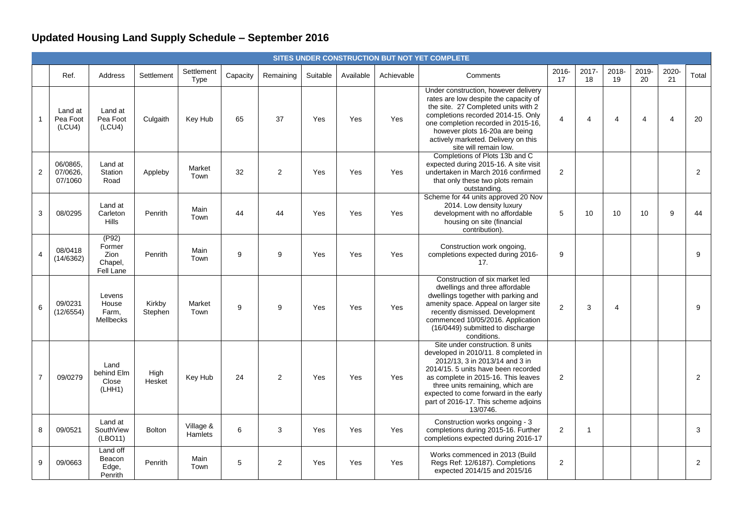# Updated Housing Land Supply Schedule – September 2016

| SITES UNDER CONSTRUCTION BUT NOT YET COMPLETE | | | | | | | | | | | | | | | | | |
|---|---|---|---|---|---|---|---|---|---|---|---|---|---|---|---|---|---|
| | Ref. | Address | Settlement | Settlement Type | Capacity | Remaining | Suitable | Available | Achievable | Comments | 2016-17 | 2017-18 | 2018-19 | 2019-20 | 2020-21 | Total |
| 1 | Land at Pea Foot (LCU4) | Land at Pea Foot (LCU4) | Culgaith | Key Hub | 65 | 37 | Yes | Yes | Yes | Under construction, however delivery rates are low despite the capacity of the site. 27 Completed units with 2 completions recorded 2014-15. Only one completion recorded in 2015-16, however plots 16-20a are being actively marketed. Delivery on this site will remain low. | 4 | 4 | 4 | 4 | 4 | 20 |
| 2 | 06/0865, 07/0626, 07/1060 | Land at Station Road | Appleby | Market Town | 32 | 2 | Yes | Yes | Yes | Completions of Plots 13b and C expected during 2015-16. A site visit undertaken in March 2016 confirmed that only these two plots remain outstanding. | 2 | | | | | 2 |
| 3 | 08/0295 | Land at Carleton Hills | Penrith | Main Town | 44 | 44 | Yes | Yes | Yes | Scheme for 44 units approved 20 Nov 2014. Low density luxury development with no affordable housing on site (financial contribution). | 5 | 10 | 10 | 10 | 9 | 44 |
| 4 | 08/0418 (14/6362) | (P92) Former Zion Chapel, Fell Lane | Penrith | Main Town | 9 | 9 | Yes | Yes | Yes | Construction work ongoing, completions expected during 2016-17. | 9 | | | | | 9 |
| 6 | 09/0231 (12/6554) | Levens House Farm, Mellbecks | Kirkby Stephen | Market Town | 9 | 9 | Yes | Yes | Yes | Construction of six market led dwellings and three affordable dwellings together with parking and amenity space. Appeal on larger site recently dismissed. Development commenced 10/05/2016. Application (16/0449) submitted to discharge conditions. | 2 | 3 | 4 | | | 9 |
| 7 | 09/0279 | Land behind Elm Close (LHH1) | High Hesket | Key Hub | 24 | 2 | Yes | Yes | Yes | Site under construction. 8 units developed in 2010/11. 8 completed in 2012/13, 3 in 2013/14 and 3 in 2014/15. 5 units have been recorded as complete in 2015-16. This leaves three units remaining, which are expected to come forward in the early part of 2016-17. This scheme adjoins 13/0746. | 2 | | | | | 2 |
| 8 | 09/0521 | Land at SouthView (LBO11) | Bolton | Village & Hamlets | 6 | 3 | Yes | Yes | Yes | Construction works ongoing - 3 completions during 2015-16. Further completions expected during 2016-17 | 2 | 1 | | | | 3 |
| 9 | 09/0663 | Land off Beacon Edge, Penrith | Penrith | Main Town | 5 | 2 | Yes | Yes | Yes | Works commenced in 2013 (Build Regs Ref: 12/6187). Completions expected 2014/15 and 2015/16 | 2 | | | | | 2 |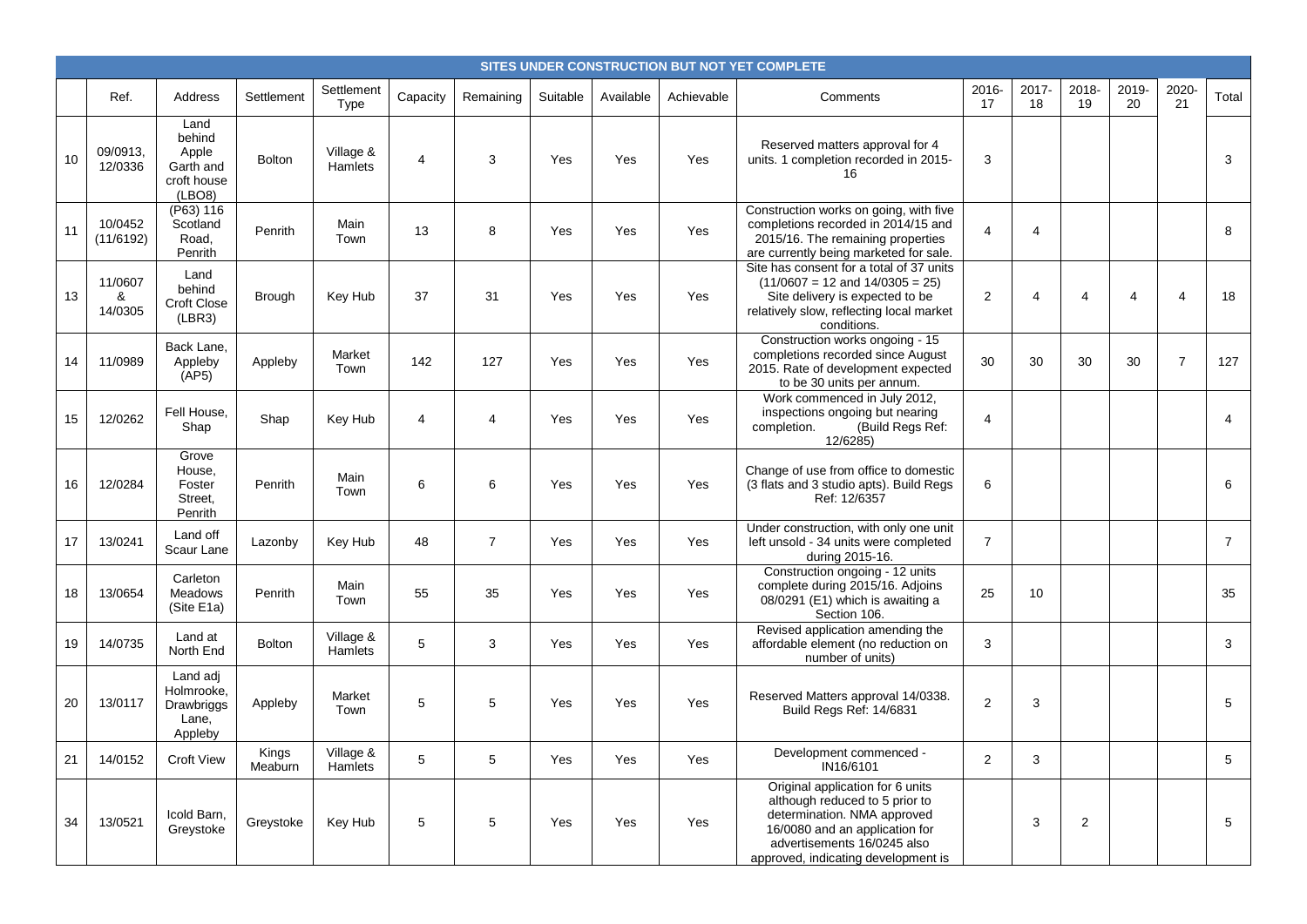| SITES UNDER CONSTRUCTION BUT NOT YET COMPLETE | | | | | | | | | | | | | | | | | |
|---|---|---|---|---|---|---|---|---|---|---|---|---|---|---|---|---|---|
| | Ref. | Address | Settlement | Settlement Type | Capacity | Remaining | Suitable | Available | Achievable | Comments | 2016-17 | 2017-18 | 2018-19 | 2019-20 | 2020-21 | Total |
| 10 | 09/0913, 12/0336 | Land behind Apple Garth and croft house (LBO8) | Bolton | Village & Hamlets | 4 | 3 | Yes | Yes | Yes | Reserved matters approval for 4 units. 1 completion recorded in 2015-16 | 3 | | | | | 3 |
| 11 | 10/0452 (11/6192) | (P63) 116 Scotland Road, Penrith | Penrith | Main Town | 13 | 8 | Yes | Yes | Yes | Construction works on going, with five completions recorded in 2014/15 and 2015/16. The remaining properties are currently being marketed for sale. | 4 | 4 | | | | 8 |
| 13 | 11/0607 & 14/0305 | Land behind Croft Close (LBR3) | Brough | Key Hub | 37 | 31 | Yes | Yes | Yes | Site has consent for a total of 37 units (11/0607 = 12 and 14/0305 = 25) Site delivery is expected to be relatively slow, reflecting local market conditions. | 2 | 4 | 4 | 4 | 4 | 18 |
| 14 | 11/0989 | Back Lane, Appleby (AP5) | Appleby | Market Town | 142 | 127 | Yes | Yes | Yes | Construction works ongoing - 15 completions recorded since August 2015. Rate of development expected to be 30 units per annum. | 30 | 30 | 30 | 30 | 7 | 127 |
| 15 | 12/0262 | Fell House, Shap | Shap | Key Hub | 4 | 4 | Yes | Yes | Yes | Work commenced in July 2012, inspections ongoing but nearing completion. (Build Regs Ref: 12/6285) | 4 | | | | | 4 |
| 16 | 12/0284 | Grove House, Foster Street, Penrith | Penrith | Main Town | 6 | 6 | Yes | Yes | Yes | Change of use from office to domestic (3 flats and 3 studio apts). Build Regs Ref: 12/6357 | 6 | | | | | 6 |
| 17 | 13/0241 | Land off Scaur Lane | Lazonby | Key Hub | 48 | 7 | Yes | Yes | Yes | Under construction, with only one unit left unsold - 34 units were completed during 2015-16. | 7 | | | | | 7 |
| 18 | 13/0654 | Carleton Meadows (Site E1a) | Penrith | Main Town | 55 | 35 | Yes | Yes | Yes | Construction ongoing - 12 units complete during 2015/16. Adjoins 08/0291 (E1) which is awaiting a Section 106. | 25 | 10 | | | | 35 |
| 19 | 14/0735 | Land at North End | Bolton | Village & Hamlets | 5 | 3 | Yes | Yes | Yes | Revised application amending the affordable element (no reduction on number of units) | 3 | | | | | 3 |
| 20 | 13/0117 | Land adj Holmrooke, Drawbriggs Lane, Appleby | Appleby | Market Town | 5 | 5 | Yes | Yes | Yes | Reserved Matters approval 14/0338. Build Regs Ref: 14/6831 | 2 | 3 | | | | 5 |
| 21 | 14/0152 | Croft View | Kings Meaburn | Village & Hamlets | 5 | 5 | Yes | Yes | Yes | Development commenced - IN16/6101 | 2 | 3 | | | | 5 |
| 34 | 13/0521 | Icold Barn, Greystoke | Greystoke | Key Hub | 5 | 5 | Yes | Yes | Yes | Original application for 6 units although reduced to 5 prior to determination. NMA approved 16/0080 and an application for advertisements 16/0245 also approved, indicating development is | | 3 | 2 | | | 5 |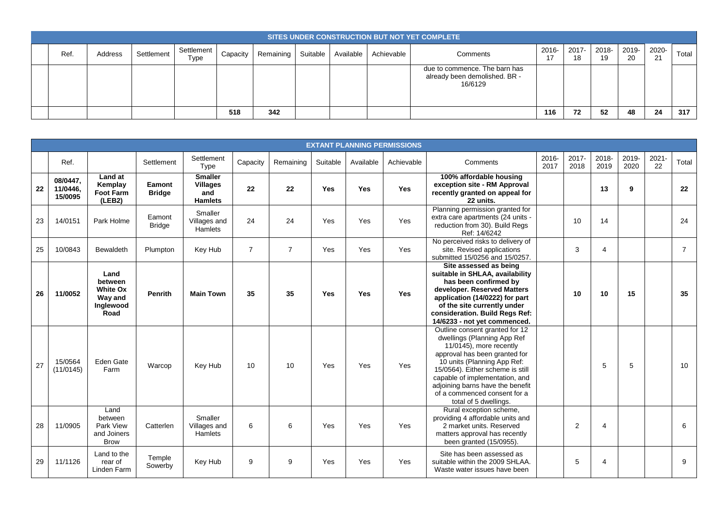| SITES UNDER CONSTRUCTION BUT NOT YET COMPLETE | | | | | | | | | | | | | | | | |
|---|---|---|---|---|---|---|---|---|---|---|---|---|---|---|---|---|
| | Ref. | Address | Settlement | Settlement Type | Capacity | Remaining | Suitable | Available | Achievable | Comments | 2016-17 | 2017-18 | 2018-19 | 2019-20 | 2020-21 | Total |
| | | | | | | | | | | due to commence. The barn has already been demolished. BR - 16/6129 | | | | | | |
| | | | | | 518 | 342 | | | | | 116 | 72 | 52 | 48 | 24 | 317 |

| EXTANT PLANNING PERMISSIONS | | | | | | | | | | | | | | | | |
|---|---|---|---|---|---|---|---|---|---|---|---|---|---|---|---|---|
| | Ref. | | Settlement | Settlement Type | Capacity | Remaining | Suitable | Available | Achievable | Comments | 2016-2017 | 2017-2018 | 2018-2019 | 2019-2020 | 2021-22 | Total |
| **22** | **08/0447, 11/0446, 15/0095** | **Land at Kemplay Foot Farm (LEB2)** | **Eamont Bridge** | **Smaller Villages and Hamlets** | **22** | **22** | **Yes** | **Yes** | **Yes** | **100% affordable housing exception site - RM Approval recently granted on appeal for 22 units.** | | | **13** | **9** | | **22** |
| 23 | 14/0151 | Park Holme | Eamont Bridge | Smaller Villages and Hamlets | 24 | 24 | Yes | Yes | Yes | Planning permission granted for extra care apartments (24 units - reduction from 30). Build Regs Ref: 14/6242 | | 10 | 14 | | | 24 |
| 25 | 10/0843 | Bewaldeth | Plumpton | Key Hub | 7 | 7 | Yes | Yes | Yes | No perceived risks to delivery of site. Revised applications submitted 15/0256 and 15/0257. | | 3 | 4 | | | 7 |
| **26** | **11/0052** | **Land between White Ox Way and Inglewood Road** | **Penrith** | **Main Town** | **35** | **35** | **Yes** | **Yes** | **Yes** | **Site assessed as being suitable in SHLAA, availability has been confirmed by developer. Reserved Matters application (14/0222) for part of the site currently under consideration. Build Regs Ref: 14/6233 - not yet commenced.** | | **10** | **10** | **15** | | **35** |
| 27 | 15/0564 (11/0145) | Eden Gate Farm | Warcop | Key Hub | 10 | 10 | Yes | Yes | Yes | Outline consent granted for 12 dwellings (Planning App Ref 11/0145), more recently approval has been granted for 10 units (Planning App Ref: 15/0564). Either scheme is still capable of implementation, and adjoining barns have the benefit of a commenced consent for a total of 5 dwellings. | | | 5 | 5 | | 10 |
| 28 | 11/0905 | Land between Park View and Joiners Brow | Catterlen | Smaller Villages and Hamlets | 6 | 6 | Yes | Yes | Yes | Rural exception scheme, providing 4 affordable units and 2 market units. Reserved matters approval has recently been granted (15/0955). | | 2 | 4 | | | 6 |
| 29 | 11/1126 | Land to the rear of Linden Farm | Temple Sowerby | Key Hub | 9 | 9 | Yes | Yes | Yes | Site has been assessed as suitable within the 2009 SHLAA. Waste water issues have been | | 5 | 4 | | | 9 |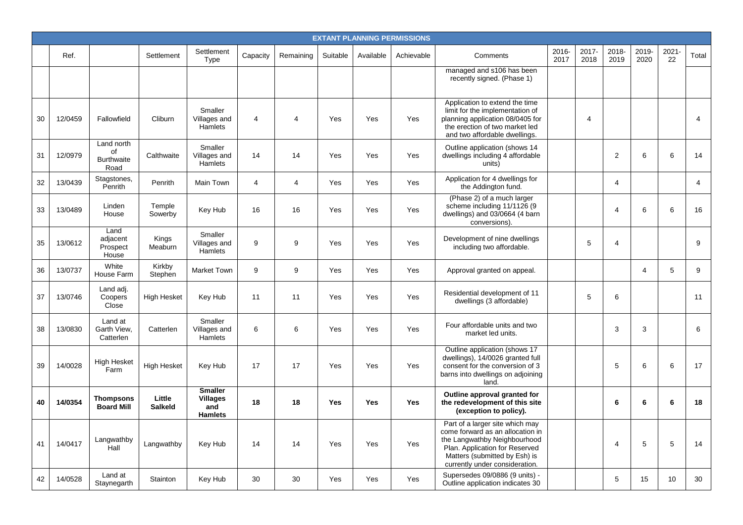| EXTANT PLANNING PERMISSIONS | | | | | | | | | | | | | | | | |
|---|---|---|---|---|---|---|---|---|---|---|---|---|---|---|---|---|
| | Ref. | | Settlement | Settlement Type | Capacity | Remaining | Suitable | Available | Achievable | Comments | 2016-2017 | 2017-2018 | 2018-2019 | 2019-2020 | 2021-22 | Total |
| | | | | | | | | | | managed and s106 has been recently signed. (Phase 1) | | | | | | |
| 30 | 12/0459 | Fallowfield | Cliburn | Smaller Villages and Hamlets | 4 | 4 | Yes | Yes | Yes | Application to extend the time limit for the implementation of planning application 08/0405 for the erection of two market led and two affordable dwellings. | | 4 | | | | 4 |
| 31 | 12/0979 | Land north of Burthwaite Road | Calthwaite | Smaller Villages and Hamlets | 14 | 14 | Yes | Yes | Yes | Outline application (shows 14 dwellings including 4 affordable units) | | | 2 | 6 | 6 | 14 |
| 32 | 13/0439 | Stagstones, Penrith | Penrith | Main Town | 4 | 4 | Yes | Yes | Yes | Application for 4 dwellings for the Addington fund. | | | 4 | | | 4 |
| 33 | 13/0489 | Linden House | Temple Sowerby | Key Hub | 16 | 16 | Yes | Yes | Yes | (Phase 2) of a much larger scheme including 11/1126 (9 dwellings) and 03/0664 (4 barn conversions). | | | 4 | 6 | 6 | 16 |
| 35 | 13/0612 | Land adjacent Prospect House | Kings Meaburn | Smaller Villages and Hamlets | 9 | 9 | Yes | Yes | Yes | Development of nine dwellings including two affordable. | | 5 | 4 | | | 9 |
| 36 | 13/0737 | White House Farm | Kirkby Stephen | Market Town | 9 | 9 | Yes | Yes | Yes | Approval granted on appeal. | | | | 4 | 5 | 9 |
| 37 | 13/0746 | Land adj. Coopers Close | High Hesket | Key Hub | 11 | 11 | Yes | Yes | Yes | Residential development of 11 dwellings (3 affordable) | | 5 | 6 | | | 11 |
| 38 | 13/0830 | Land at Garth View, Catterlen | Catterlen | Smaller Villages and Hamlets | 6 | 6 | Yes | Yes | Yes | Four affordable units and two market led units. | | | 3 | 3 | | 6 |
| 39 | 14/0028 | High Hesket Farm | High Hesket | Key Hub | 17 | 17 | Yes | Yes | Yes | Outline application (shows 17 dwellings), 14/0026 granted full consent for the conversion of 3 barns into dwellings on adjoining land. | | | 5 | 6 | 6 | 17 |
| **40** | **14/0354** | **Thompsons Board Mill** | **Little Salkeld** | **Smaller Villages and Hamlets** | **18** | **18** | **Yes** | **Yes** | **Yes** | **Outline approval granted for the redevelopment of this site (exception to policy).** | | | **6** | **6** | **6** | **18** |
| 41 | 14/0417 | Langwathby Hall | Langwathby | Key Hub | 14 | 14 | Yes | Yes | Yes | Part of a larger site which may come forward as an allocation in the Langwathby Neighbourhood Plan. Application for Reserved Matters (submitted by Esh) is currently under consideration. | | | 4 | 5 | 5 | 14 |
| 42 | 14/0528 | Land at Staynegarth | Stainton | Key Hub | 30 | 30 | Yes | Yes | Yes | Supersedes 09/0886 (9 units) - Outline application indicates 30 | | | 5 | 15 | 10 | 30 |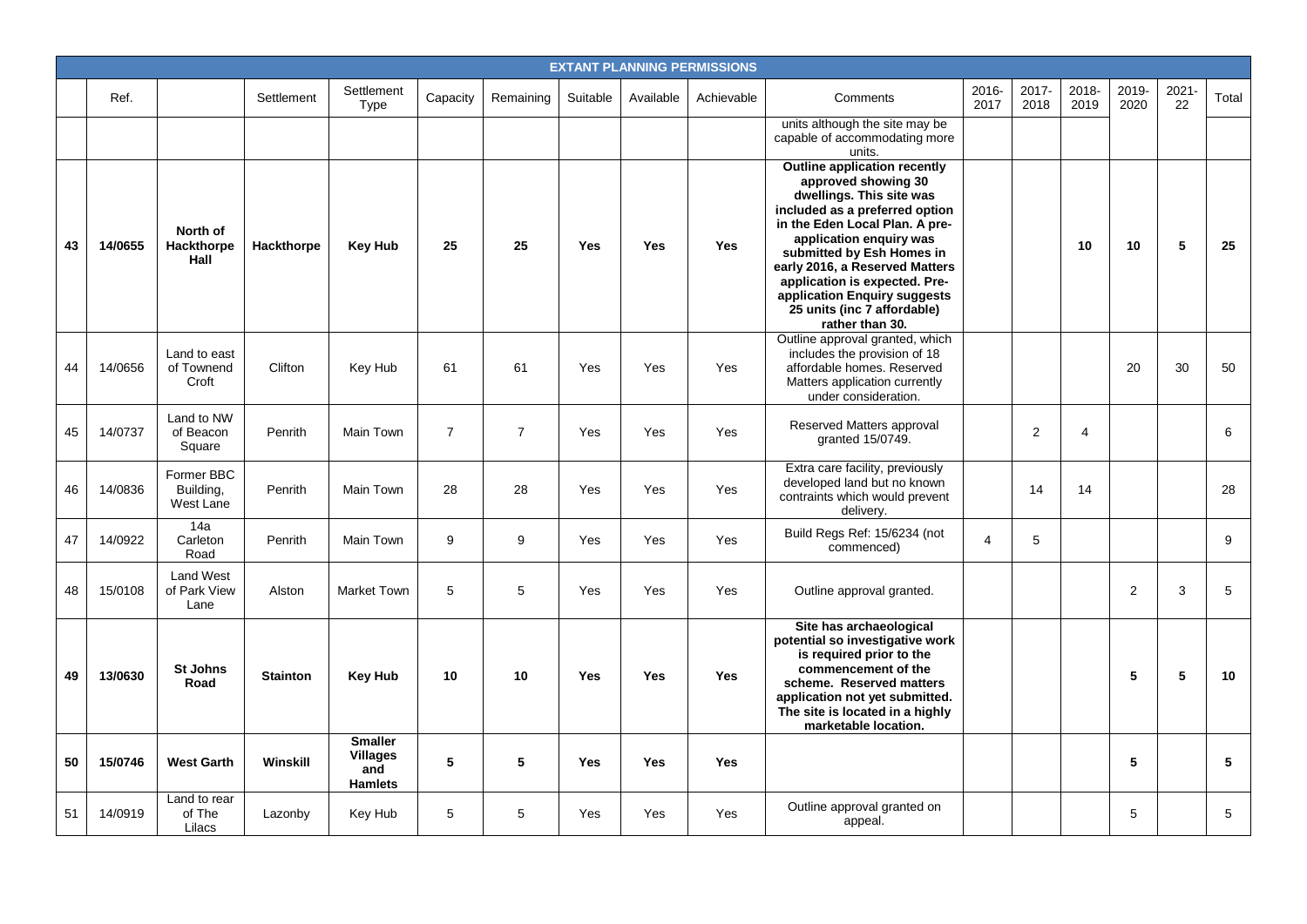| EXTANT PLANNING PERMISSIONS | | | | | | | | | | | | | | | | | |
|---|---|---|---|---|---|---|---|---|---|---|---|---|---|---|---|---|---|
| | Ref. | | Settlement | Settlement Type | Capacity | Remaining | Suitable | Available | Achievable | Comments | 2016-2017 | 2017-2018 | 2018-2019 | 2019-2020 | 2021-22 | Total |
| | | | | | | | | | | units although the site may be capable of accommodating more units. | | | | | | |
| **43** | **14/0655** | **North of Hackthorpe Hall** | **Hackthorpe** | **Key Hub** | **25** | **25** | **Yes** | **Yes** | **Yes** | **Outline application recently approved showing 30 dwellings. This site was included as a preferred option in the Eden Local Plan. A pre-application enquiry was submitted by Esh Homes in early 2016, a Reserved Matters application is expected. Pre-application Enquiry suggests 25 units (inc 7 affordable) rather than 30.** | | | **10** | **10** | **5** | **25** |
| 44 | 14/0656 | Land to east of Townend Croft | Clifton | Key Hub | 61 | 61 | Yes | Yes | Yes | Outline approval granted, which includes the provision of 18 affordable homes. Reserved Matters application currently under consideration. | | | | 20 | 30 | 50 |
| 45 | 14/0737 | Land to NW of Beacon Square | Penrith | Main Town | 7 | 7 | Yes | Yes | Yes | Reserved Matters approval granted 15/0749. | | 2 | 4 | | | 6 |
| 46 | 14/0836 | Former BBC Building, West Lane | Penrith | Main Town | 28 | 28 | Yes | Yes | Yes | Extra care facility, previously developed land but no known contraints which would prevent delivery. | | 14 | 14 | | | 28 |
| 47 | 14/0922 | 14a Carleton Road | Penrith | Main Town | 9 | 9 | Yes | Yes | Yes | Build Regs Ref: 15/6234 (not commenced) | 4 | 5 | | | | 9 |
| 48 | 15/0108 | Land West of Park View Lane | Alston | Market Town | 5 | 5 | Yes | Yes | Yes | Outline approval granted. | | | | 2 | 3 | 5 |
| **49** | **13/0630** | **St Johns Road** | **Stainton** | **Key Hub** | **10** | **10** | **Yes** | **Yes** | **Yes** | **Site has archaeological potential so investigative work is required prior to the commencement of the scheme. Reserved matters application not yet submitted. The site is located in a highly marketable location.** | | | | **5** | **5** | **10** |
| **50** | **15/0746** | **West Garth** | **Winskill** | **Smaller Villages and Hamlets** | **5** | **5** | **Yes** | **Yes** | **Yes** | | | | | **5** | | **5** |
| 51 | 14/0919 | Land to rear of The Lilacs | Lazonby | Key Hub | 5 | 5 | Yes | Yes | Yes | Outline approval granted on appeal. | | | | 5 | | 5 |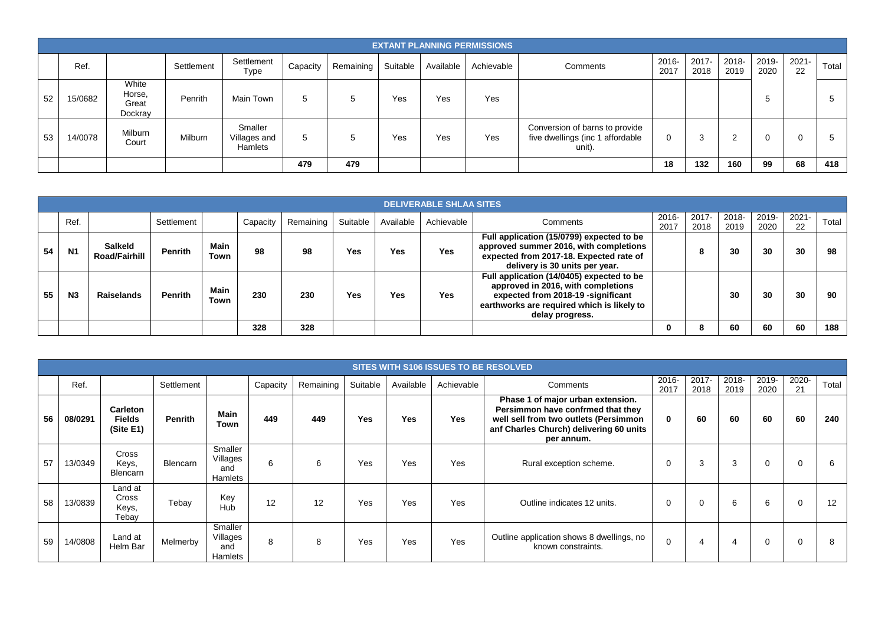| EXTANT PLANNING PERMISSIONS | | | | | | | | | | | | | | | | |
|---|---|---|---|---|---|---|---|---|---|---|---|---|---|---|---|---|
| | Ref. | | Settlement | Settlement Type | Capacity | Remaining | Suitable | Available | Achievable | Comments | 2016-2017 | 2017-2018 | 2018-2019 | 2019-2020 | 2021-22 | Total |
| 52 | 15/0682 | White Horse, Great Dockray | Penrith | Main Town | 5 | 5 | Yes | Yes | Yes | | | | | 5 | | 5 |
| 53 | 14/0078 | Milburn Court | Milburn | Smaller Villages and Hamlets | 5 | 5 | Yes | Yes | Yes | Conversion of barns to provide five dwellings (inc 1 affordable unit). | 0 | 3 | 2 | 0 | 0 | 5 |
| | | | | | 479 | 479 | | | | | 18 | 132 | 160 | 99 | 68 | 418 |

| DELIVERABLE SHLAA SITES | | | | | | | | | | | | | | | | |
|---|---|---|---|---|---|---|---|---|---|---|---|---|---|---|---|---|
| | Ref. | | Settlement | | Capacity | Remaining | Suitable | Available | Achievable | Comments | 2016-2017 | 2017-2018 | 2018-2019 | 2019-2020 | 2021-22 | Total |
| **54** | **N1** | **Salkeld Road/Fairhill** | **Penrith** | **Main Town** | **98** | **98** | **Yes** | **Yes** | **Yes** | **Full application (15/0799) expected to be approved summer 2016, with completions expected from 2017-18. Expected rate of delivery is 30 units per year.** | | **8** | **30** | **30** | **30** | **98** |
| **55** | **N3** | **Raiselands** | **Penrith** | **Main Town** | **230** | **230** | **Yes** | **Yes** | **Yes** | **Full application (14/0405) expected to be approved in 2016, with completions expected from 2018-19 -significant earthworks are required which is likely to delay progress.** | | | **30** | **30** | **30** | **90** |
| | | | | | **328** | **328** | | | | | **0** | **8** | **60** | **60** | **60** | **188** |

| SITES WITH S106 ISSUES TO BE RESOLVED | | | | | | | | | | | | | | | | |
|---|---|---|---|---|---|---|---|---|---|---|---|---|---|---|---|---|
| | Ref. | | Settlement | | Capacity | Remaining | Suitable | Available | Achievable | Comments | 2016-2017 | 2017-2018 | 2018-2019 | 2019-2020 | 2020-21 | Total |
| **56** | **08/0291** | **Carleton Fields (Site E1)** | **Penrith** | **Main Town** | **449** | **449** | **Yes** | **Yes** | **Yes** | **Phase 1 of major urban extension. Persimmon have confrmed that they well sell from two outlets (Persimmon anf Charles Church) delivering 60 units per annum.** | **0** | **60** | **60** | **60** | **60** | **240** |
| 57 | 13/0349 | Cross Keys, Blencarn | Blencarn | Smaller Villages and Hamlets | 6 | 6 | Yes | Yes | Yes | Rural exception scheme. | 0 | 3 | 3 | 0 | 0 | 6 |
| 58 | 13/0839 | Land at Cross Keys, Tebay | Tebay | Key Hub | 12 | 12 | Yes | Yes | Yes | Outline indicates 12 units. | 0 | 0 | 6 | 6 | 0 | 12 |
| 59 | 14/0808 | Land at Helm Bar | Melmerby | Smaller Villages and Hamlets | 8 | 8 | Yes | Yes | Yes | Outline application shows 8 dwellings, no known constraints. | 0 | 4 | 4 | 0 | 0 | 8 |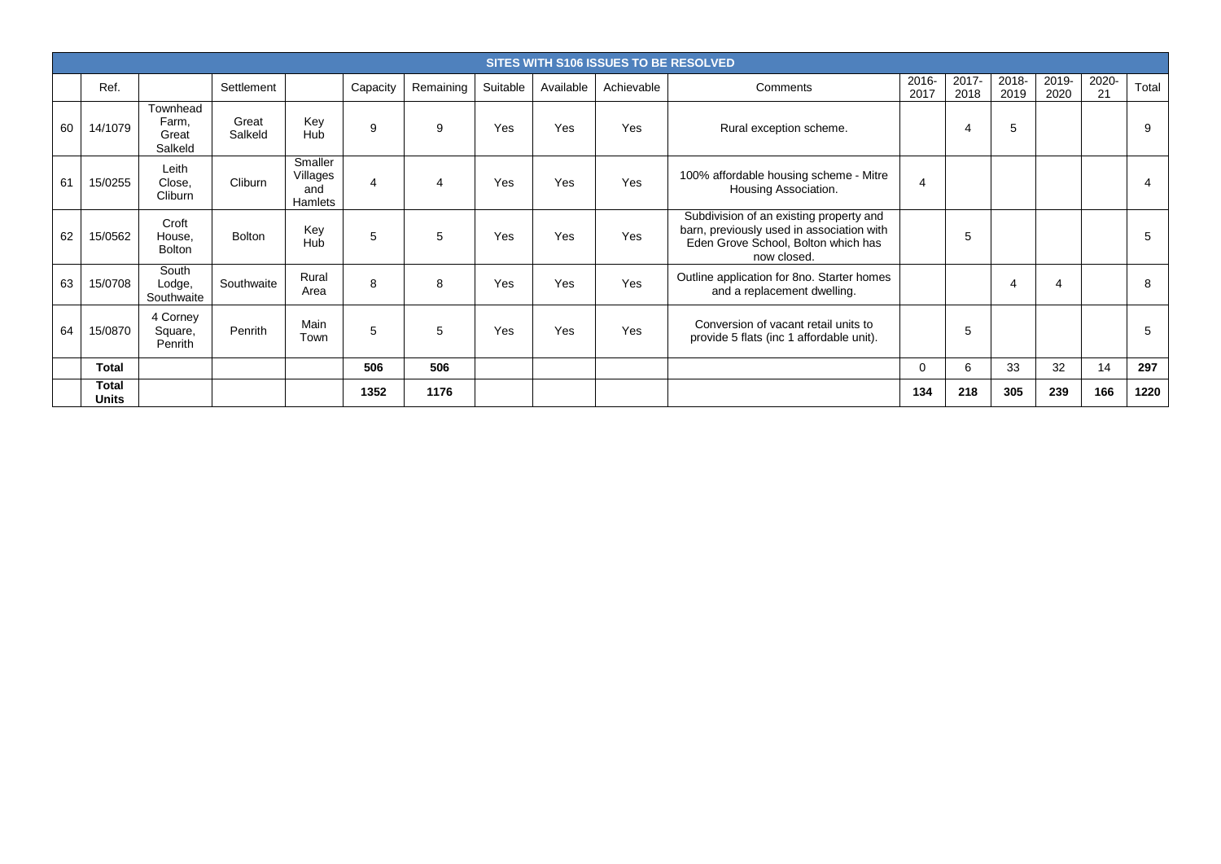| SITES WITH S106 ISSUES TO BE RESOLVED | | | | | | | | | | | | | | | | |
|---|---|---|---|---|---|---|---|---|---|---|---|---|---|---|---|---|
| | Ref. | | Settlement | | Capacity | Remaining | Suitable | Available | Achievable | Comments | 2016-2017 | 2017-2018 | 2018-2019 | 2019-2020 | 2020-21 | Total |
| 60 | 14/1079 | Townhead Farm, Great Salkeld | Great Salkeld | Key Hub | 9 | 9 | Yes | Yes | Yes | Rural exception scheme. | | 4 | 5 | | | 9 |
| 61 | 15/0255 | Leith Close, Cliburn | Cliburn | Smaller Villages and Hamlets | 4 | 4 | Yes | Yes | Yes | 100% affordable housing scheme - Mitre Housing Association. | 4 | | | | | 4 |
| 62 | 15/0562 | Croft House, Bolton | Bolton | Key Hub | 5 | 5 | Yes | Yes | Yes | Subdivision of an existing property and barn, previously used in association with Eden Grove School, Bolton which has now closed. | | 5 | | | | 5 |
| 63 | 15/0708 | South Lodge, Southwaite | Southwaite | Rural Area | 8 | 8 | Yes | Yes | Yes | Outline application for 8no. Starter homes and a replacement dwelling. | | | 4 | 4 | | 8 |
| 64 | 15/0870 | 4 Corney Square, Penrith | Penrith | Main Town | 5 | 5 | Yes | Yes | Yes | Conversion of vacant retail units to provide 5 flats (inc 1 affordable unit). | | 5 | | | | 5 |
| | **Total** | | | | **506** | **506** | | | | | 0 | 6 | 33 | 32 | 14 | **297** |
| | **Total Units** | | | | **1352** | **1176** | | | | | **134** | **218** | **305** | **239** | **166** | **1220** |